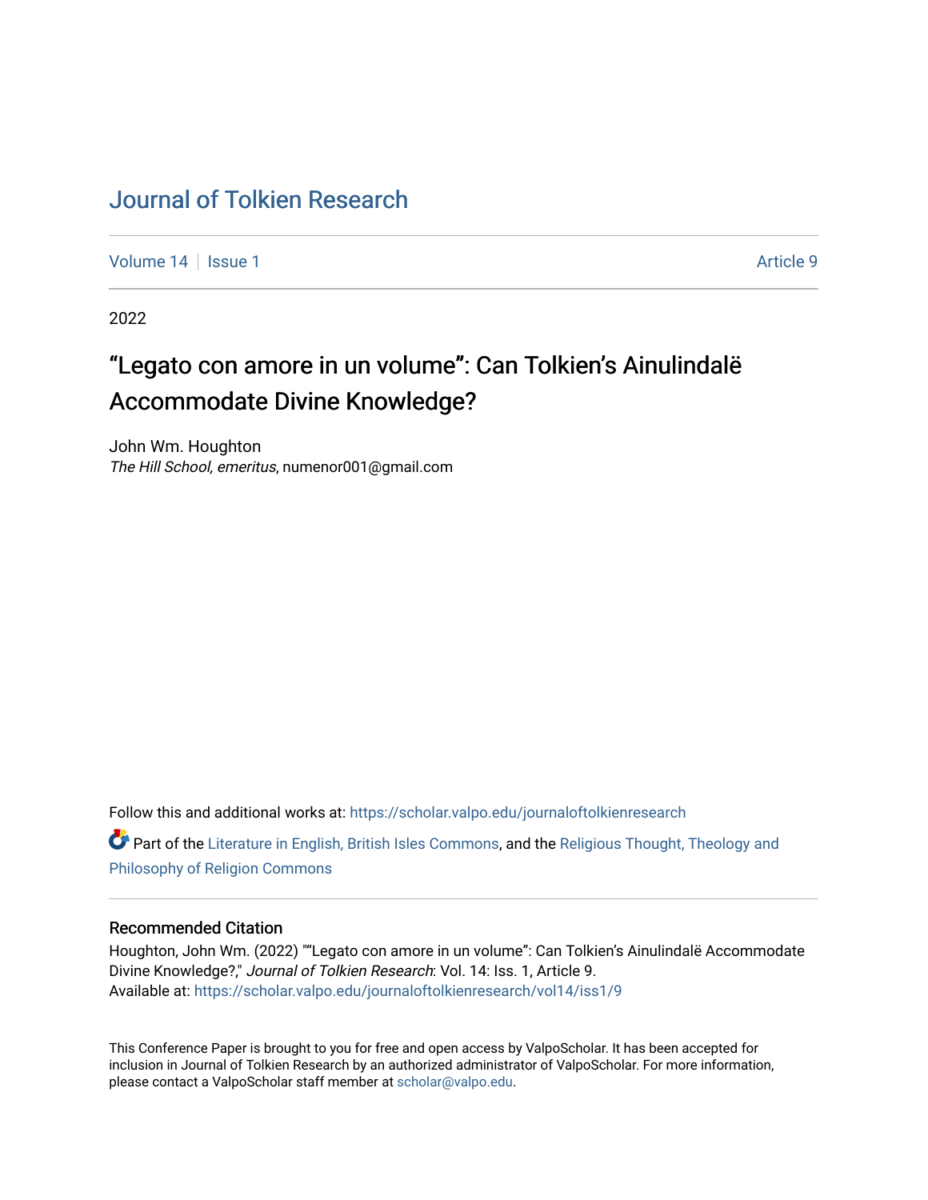# Journal of Tolkien Research

Volume 14 | Issue 1 | Article 9

2022

## "Legato con amore in un volume": Can Tolkien's Ainulindalë Accommodate Divine Knowledge?

John Wm. Houghton
*The Hill School, emeritus*, numenor001@gmail.com

Follow this and additional works at: https://scholar.valpo.edu/journaloftolkienresearch

Part of the Literature in English, British Isles Commons, and the Religious Thought, Theology and Philosophy of Religion Commons

### Recommended Citation

Houghton, John Wm. (2022) ""Legato con amore in un volume": Can Tolkien's Ainulindalë Accommodate Divine Knowledge?," *Journal of Tolkien Research*: Vol. 14: Iss. 1, Article 9.
Available at: https://scholar.valpo.edu/journaloftolkienresearch/vol14/iss1/9

This Conference Paper is brought to you for free and open access by ValpoScholar. It has been accepted for inclusion in Journal of Tolkien Research by an authorized administrator of ValpoScholar. For more information, please contact a ValpoScholar staff member at scholar@valpo.edu.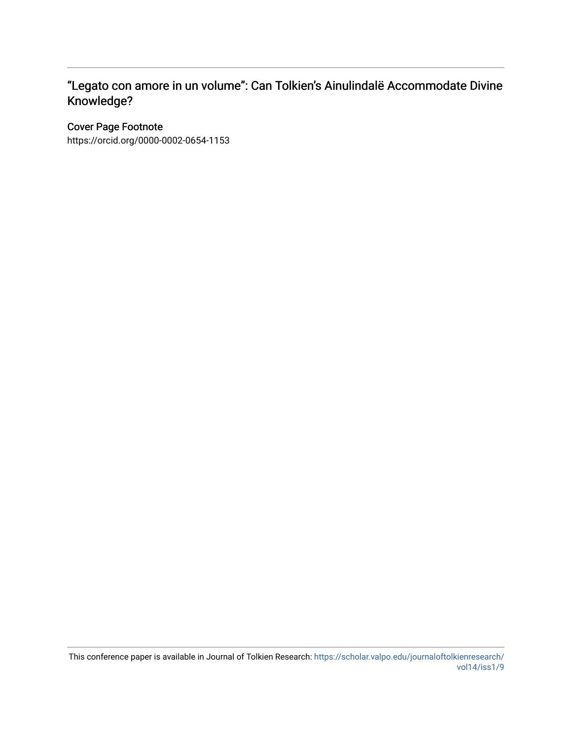# "Legato con amore in un volume": Can Tolkien's Ainulindalë Accommodate Divine Knowledge?

## Cover Page Footnote

https://orcid.org/0000-0002-0654-1153

This conference paper is available in Journal of Tolkien Research: https://scholar.valpo.edu/journaloftolkienresearch/vol14/iss1/9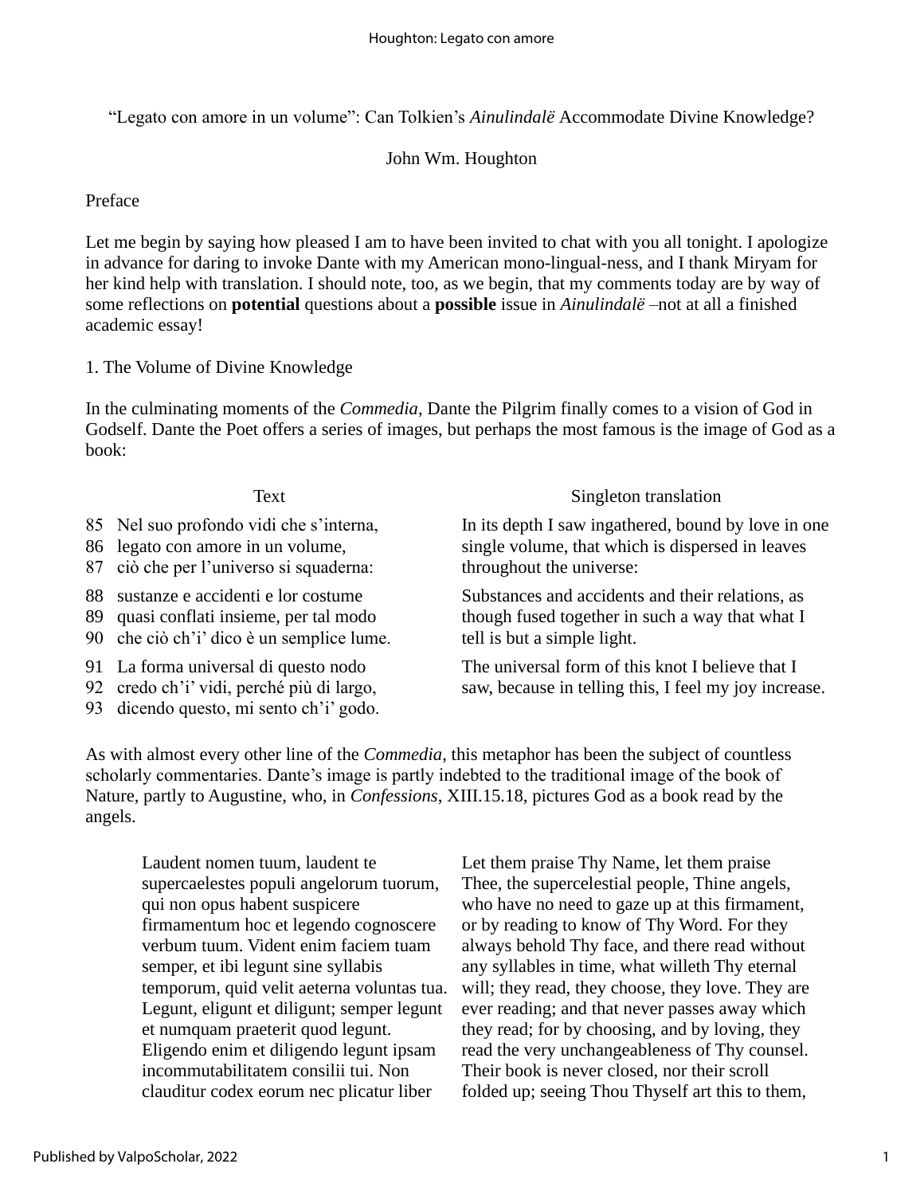"Legato con amore in un volume": Can Tolkien's *Ainulindalë* Accommodate Divine Knowledge?

John Wm. Houghton

## Preface

Let me begin by saying how pleased I am to have been invited to chat with you all tonight. I apologize in advance for daring to invoke Dante with my American mono-lingual-ness, and I thank Miryam for her kind help with translation. I should note, too, as we begin, that my comments today are by way of some reflections on **potential** questions about a **possible** issue in *Ainulindalë* –not at all a finished academic essay!

## 1. The Volume of Divine Knowledge

In the culminating moments of the *Commedia*, Dante the Pilgrim finally comes to a vision of God in Godself. Dante the Poet offers a series of images, but perhaps the most famous is the image of God as a book:

| Text | Singleton translation |
|---|---|
| 85 Nel suo profondo vidi che s'interna,<br>86 legato con amore in un volume,<br>87 ciò che per l'universo si squaderna: | In its depth I saw ingathered, bound by love in one single volume, that which is dispersed in leaves throughout the universe: |
| 88 sustanze e accidenti e lor costume<br>89 quasi conflati insieme, per tal modo<br>90 che ciò ch'i' dico è un semplice lume. | Substances and accidents and their relations, as though fused together in such a way that what I tell is but a simple light. |
| 91 La forma universal di questo nodo<br>92 credo ch'i' vidi, perché più di largo,<br>93 dicendo questo, mi sento ch'i' godo. | The universal form of this knot I believe that I saw, because in telling this, I feel my joy increase. |

As with almost every other line of the *Commedia*, this metaphor has been the subject of countless scholarly commentaries. Dante's image is partly indebted to the traditional image of the book of Nature, partly to Augustine, who, in *Confessions*, XIII.15.18, pictures God as a book read by the angels.

| | |
|---|---|
| Laudent nomen tuum, laudent te supercaelestes populi angelorum tuorum, qui non opus habent suspicere firmamentum hoc et legendo cognoscere verbum tuum. Vident enim faciem tuam semper, et ibi legunt sine syllabis temporum, quid velit aeterna voluntas tua. Legunt, eligunt et diligunt; semper legunt et numquam praeterit quod legunt. Eligendo enim et diligendo legunt ipsam incommutabilitatem consilii tui. Non clauditur codex eorum nec plicatur liber | Let them praise Thy Name, let them praise Thee, the supercelestial people, Thine angels, who have no need to gaze up at this firmament, or by reading to know of Thy Word. For they always behold Thy face, and there read without any syllables in time, what willeth Thy eternal will; they read, they choose, they love. They are ever reading; and that never passes away which they read; for by choosing, and by loving, they read the very unchangeableness of Thy counsel. Their book is never closed, nor their scroll folded up; seeing Thou Thyself art this to them, |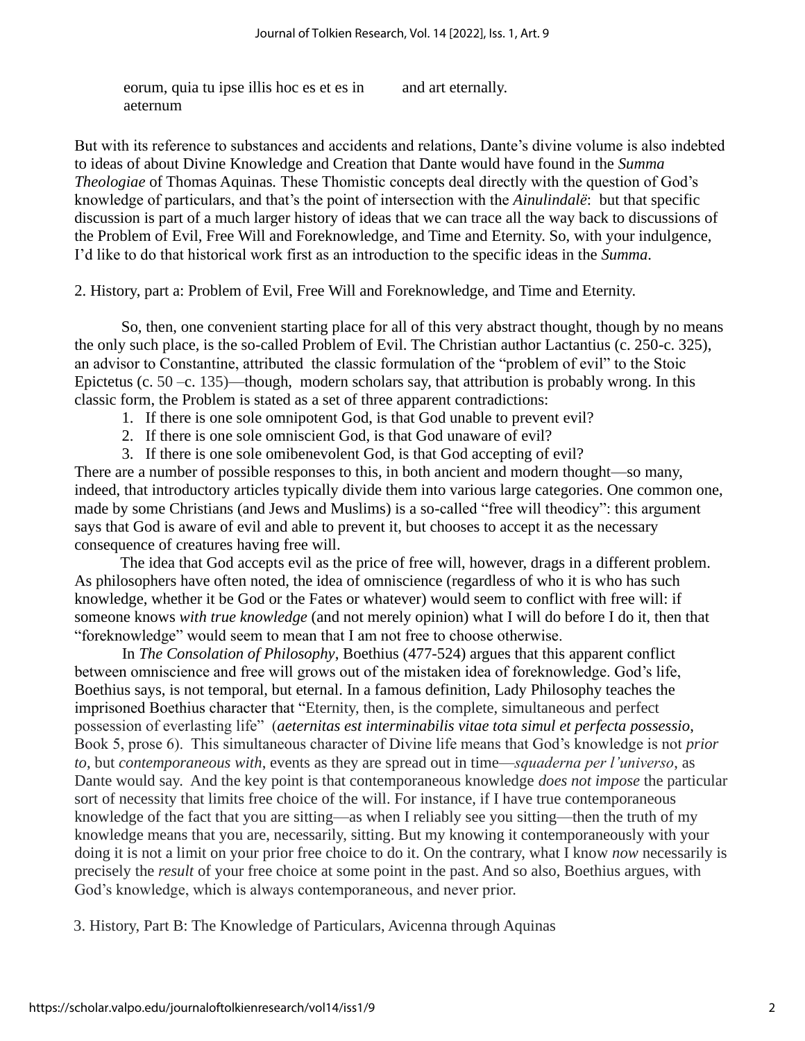| | |
|---|---|
| eorum, quia tu ipse illis hoc es et es in aeternum | and art eternally. |

But with its reference to substances and accidents and relations, Dante's divine volume is also indebted to ideas of about Divine Knowledge and Creation that Dante would have found in the *Summa Theologiae* of Thomas Aquinas. These Thomistic concepts deal directly with the question of God's knowledge of particulars, and that's the point of intersection with the *Ainulindalë*: but that specific discussion is part of a much larger history of ideas that we can trace all the way back to discussions of the Problem of Evil, Free Will and Foreknowledge, and Time and Eternity. So, with your indulgence, I'd like to do that historical work first as an introduction to the specific ideas in the *Summa*.

## 2. History, part a: Problem of Evil, Free Will and Foreknowledge, and Time and Eternity.

So, then, one convenient starting place for all of this very abstract thought, though by no means the only such place, is the so-called Problem of Evil. The Christian author Lactantius (c. 250-c. 325), an advisor to Constantine, attributed the classic formulation of the "problem of evil" to the Stoic Epictetus (c. 50 –c. 135)—though, modern scholars say, that attribution is probably wrong. In this classic form, the Problem is stated as a set of three apparent contradictions:

1. If there is one sole omnipotent God, is that God unable to prevent evil?
2. If there is one sole omniscient God, is that God unaware of evil?
3. If there is one sole omibenevolent God, is that God accepting of evil?

There are a number of possible responses to this, in both ancient and modern thought—so many, indeed, that introductory articles typically divide them into various large categories. One common one, made by some Christians (and Jews and Muslims) is a so-called "free will theodicy": this argument says that God is aware of evil and able to prevent it, but chooses to accept it as the necessary consequence of creatures having free will.

The idea that God accepts evil as the price of free will, however, drags in a different problem. As philosophers have often noted, the idea of omniscience (regardless of who it is who has such knowledge, whether it be God or the Fates or whatever) would seem to conflict with free will: if someone knows *with true knowledge* (and not merely opinion) what I will do before I do it, then that "foreknowledge" would seem to mean that I am not free to choose otherwise.

In *The Consolation of Philosophy*, Boethius (477-524) argues that this apparent conflict between omniscience and free will grows out of the mistaken idea of foreknowledge. God's life, Boethius says, is not temporal, but eternal. In a famous definition, Lady Philosophy teaches the imprisoned Boethius character that "Eternity, then, is the complete, simultaneous and perfect possession of everlasting life" (***aeternitas est interminabilis vitae tota simul et perfecta possessio***, Book 5, prose 6). This simultaneous character of Divine life means that God's knowledge is not *prior to*, but *contemporaneous with*, events as they are spread out in time—*squaderna per l'universo*, as Dante would say. And the key point is that contemporaneous knowledge *does not impose* the particular sort of necessity that limits free choice of the will. For instance, if I have true contemporaneous knowledge of the fact that you are sitting—as when I reliably see you sitting—then the truth of my knowledge means that you are, necessarily, sitting. But my knowing it contemporaneously with your doing it is not a limit on your prior free choice to do it. On the contrary, what I know *now* necessarily is precisely the *result* of your free choice at some point in the past. And so also, Boethius argues, with God's knowledge, which is always contemporaneous, and never prior.

## 3. History, Part B: The Knowledge of Particulars, Avicenna through Aquinas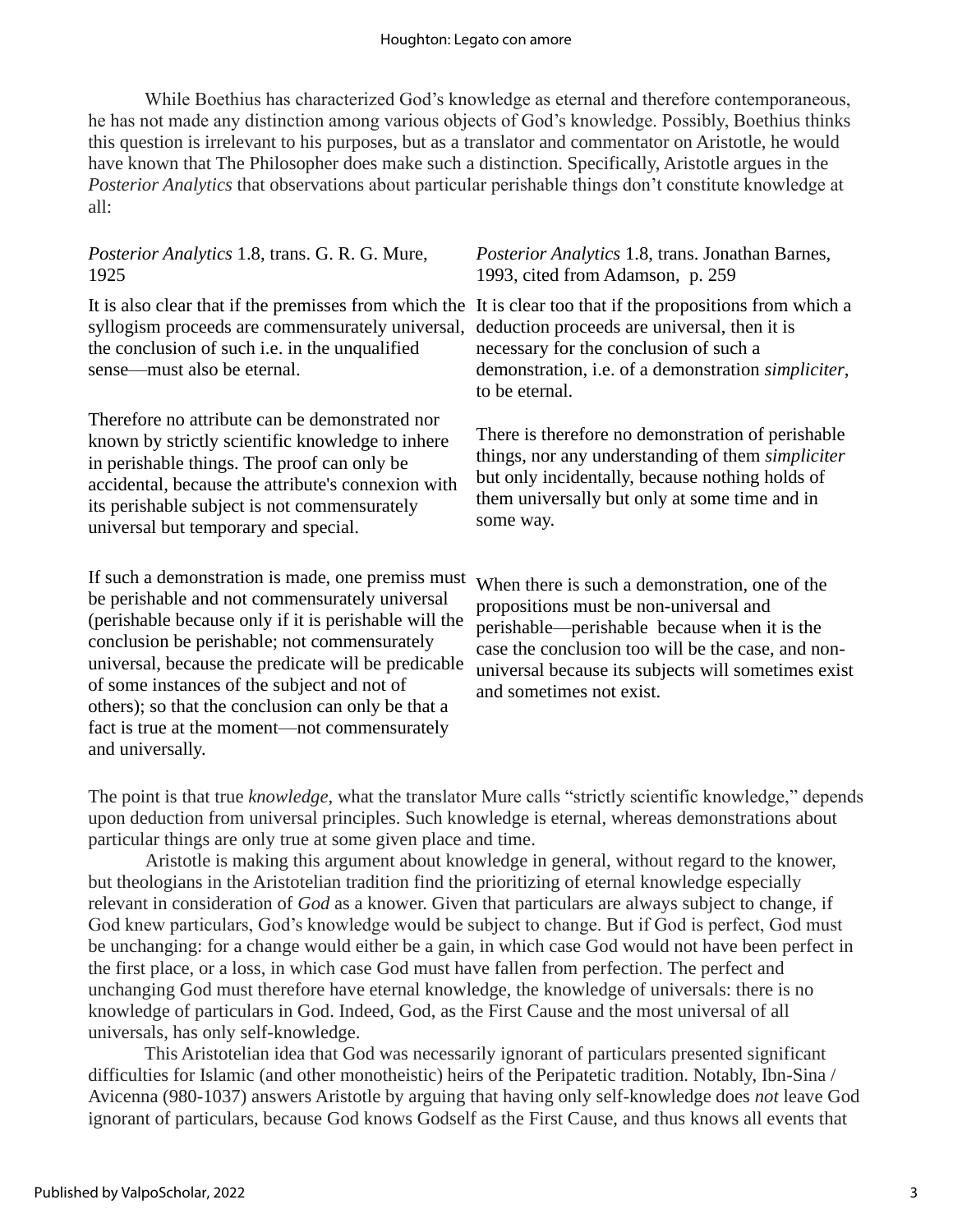While Boethius has characterized God's knowledge as eternal and therefore contemporaneous, he has not made any distinction among various objects of God's knowledge. Possibly, Boethius thinks this question is irrelevant to his purposes, but as a translator and commentator on Aristotle, he would have known that The Philosopher does make such a distinction. Specifically, Aristotle argues in the *Posterior Analytics* that observations about particular perishable things don't constitute knowledge at all:

| *Posterior Analytics* 1.8, trans. G. R. G. Mure, 1925 | *Posterior Analytics* 1.8, trans. Jonathan Barnes, 1993, cited from Adamson, p. 259 |
|---|---|
| It is also clear that if the premisses from which the syllogism proceeds are commensurately universal, the conclusion of such i.e. in the unqualified sense—must also be eternal. | It is clear too that if the propositions from which a deduction proceeds are universal, then it is necessary for the conclusion of such a demonstration, i.e. of a demonstration *simpliciter*, to be eternal. |
| Therefore no attribute can be demonstrated nor known by strictly scientific knowledge to inhere in perishable things. The proof can only be accidental, because the attribute's connexion with its perishable subject is not commensurately universal but temporary and special. | There is therefore no demonstration of perishable things, nor any understanding of them *simpliciter* but only incidentally, because nothing holds of them universally but only at some time and in some way. |
| If such a demonstration is made, one premiss must be perishable and not commensurately universal (perishable because only if it is perishable will the conclusion be perishable; not commensurately universal, because the predicate will be predicable of some instances of the subject and not of others); so that the conclusion can only be that a fact is true at the moment—not commensurately and universally. | When there is such a demonstration, one of the propositions must be non-universal and perishable—perishable because when it is the case the conclusion too will be the case, and non-universal because its subjects will sometimes exist and sometimes not exist. |

The point is that true *knowledge*, what the translator Mure calls "strictly scientific knowledge," depends upon deduction from universal principles. Such knowledge is eternal, whereas demonstrations about particular things are only true at some given place and time.

Aristotle is making this argument about knowledge in general, without regard to the knower, but theologians in the Aristotelian tradition find the prioritizing of eternal knowledge especially relevant in consideration of *God* as a knower. Given that particulars are always subject to change, if God knew particulars, God's knowledge would be subject to change. But if God is perfect, God must be unchanging: for a change would either be a gain, in which case God would not have been perfect in the first place, or a loss, in which case God must have fallen from perfection. The perfect and unchanging God must therefore have eternal knowledge, the knowledge of universals: there is no knowledge of particulars in God. Indeed, God, as the First Cause and the most universal of all universals, has only self-knowledge.

This Aristotelian idea that God was necessarily ignorant of particulars presented significant difficulties for Islamic (and other monotheistic) heirs of the Peripatetic tradition. Notably, Ibn-Sina / Avicenna (980-1037) answers Aristotle by arguing that having only self-knowledge does *not* leave God ignorant of particulars, because God knows Godself as the First Cause, and thus knows all events that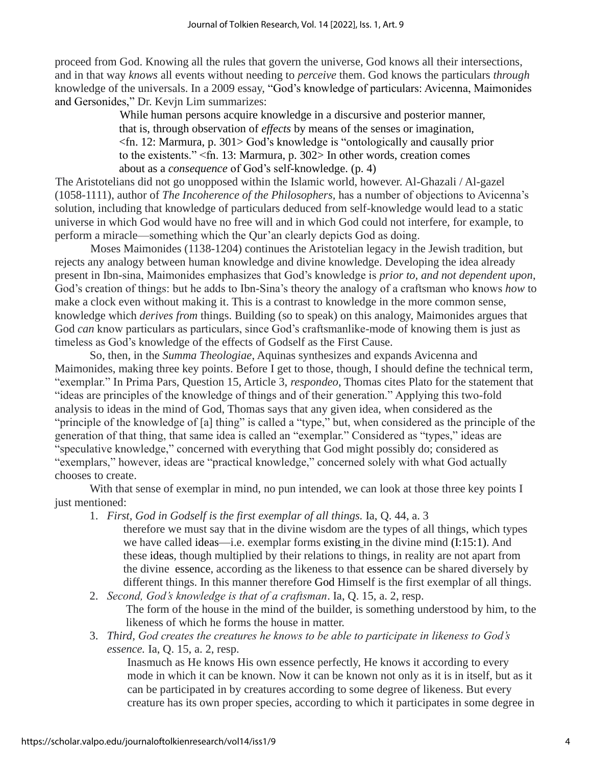proceed from God. Knowing all the rules that govern the universe, God knows all their intersections, and in that way *knows* all events without needing to *perceive* them. God knows the particulars *through* knowledge of the universals. In a 2009 essay, "God's knowledge of particulars: Avicenna, Maimonides and Gersonides," Dr. Kevjn Lim summarizes:

> While human persons acquire knowledge in a discursive and posterior manner, that is, through observation of *effects* by means of the senses or imagination, <fn. 12: Marmura, p. 301> God's knowledge is "ontologically and causally prior to the existents." <fn. 13: Marmura, p. 302> In other words, creation comes about as a *consequence* of God's self-knowledge. (p. 4)

The Aristotelians did not go unopposed within the Islamic world, however. Al-Ghazali / Al-gazel (1058-1111), author of *The Incoherence of the Philosophers*, has a number of objections to Avicenna's solution, including that knowledge of particulars deduced from self-knowledge would lead to a static universe in which God would have no free will and in which God could not interfere, for example, to perform a miracle—something which the Qur'an clearly depicts God as doing.

Moses Maimonides (1138-1204) continues the Aristotelian legacy in the Jewish tradition, but rejects any analogy between human knowledge and divine knowledge. Developing the idea already present in Ibn-sina, Maimonides emphasizes that God's knowledge is *prior to, and not dependent upon*, God's creation of things: but he adds to Ibn-Sina's theory the analogy of a craftsman who knows *how* to make a clock even without making it. This is a contrast to knowledge in the more common sense, knowledge which *derives from* things. Building (so to speak) on this analogy, Maimonides argues that God *can* know particulars as particulars, since God's craftsmanlike-mode of knowing them is just as timeless as God's knowledge of the effects of Godself as the First Cause.

So, then, in the *Summa Theologiae*, Aquinas synthesizes and expands Avicenna and Maimonides, making three key points. Before I get to those, though, I should define the technical term, "exemplar." In Prima Pars, Question 15, Article 3, *respondeo*, Thomas cites Plato for the statement that "ideas are principles of the knowledge of things and of their generation." Applying this two-fold analysis to ideas in the mind of God, Thomas says that any given idea, when considered as the "principle of the knowledge of [a] thing" is called a "type," but, when considered as the principle of the generation of that thing, that same idea is called an "exemplar." Considered as "types," ideas are "speculative knowledge," concerned with everything that God might possibly do; considered as "exemplars," however, ideas are "practical knowledge," concerned solely with what God actually chooses to create.

With that sense of exemplar in mind, no pun intended, we can look at those three key points I just mentioned:

1. *First, God in Godself is the first exemplar of all things.* Ia, Q. 44, a. 3

   > therefore we must say that in the divine wisdom are the types of all things, which types we have called ideas—i.e. exemplar forms existing in the divine mind (I:15:1). And these ideas, though multiplied by their relations to things, in reality are not apart from the divine essence, according as the likeness to that essence can be shared diversely by different things. In this manner therefore God Himself is the first exemplar of all things.

2. *Second, God's knowledge is that of a craftsman*. Ia, Q. 15, a. 2, resp.

   > The form of the house in the mind of the builder, is something understood by him, to the likeness of which he forms the house in matter.

3. *Third, God creates the creatures he knows to be able to participate in likeness to God's essence.* Ia, Q. 15, a. 2, resp.

   > Inasmuch as He knows His own essence perfectly, He knows it according to every mode in which it can be known. Now it can be known not only as it is in itself, but as it can be participated in by creatures according to some degree of likeness. But every creature has its own proper species, according to which it participates in some degree in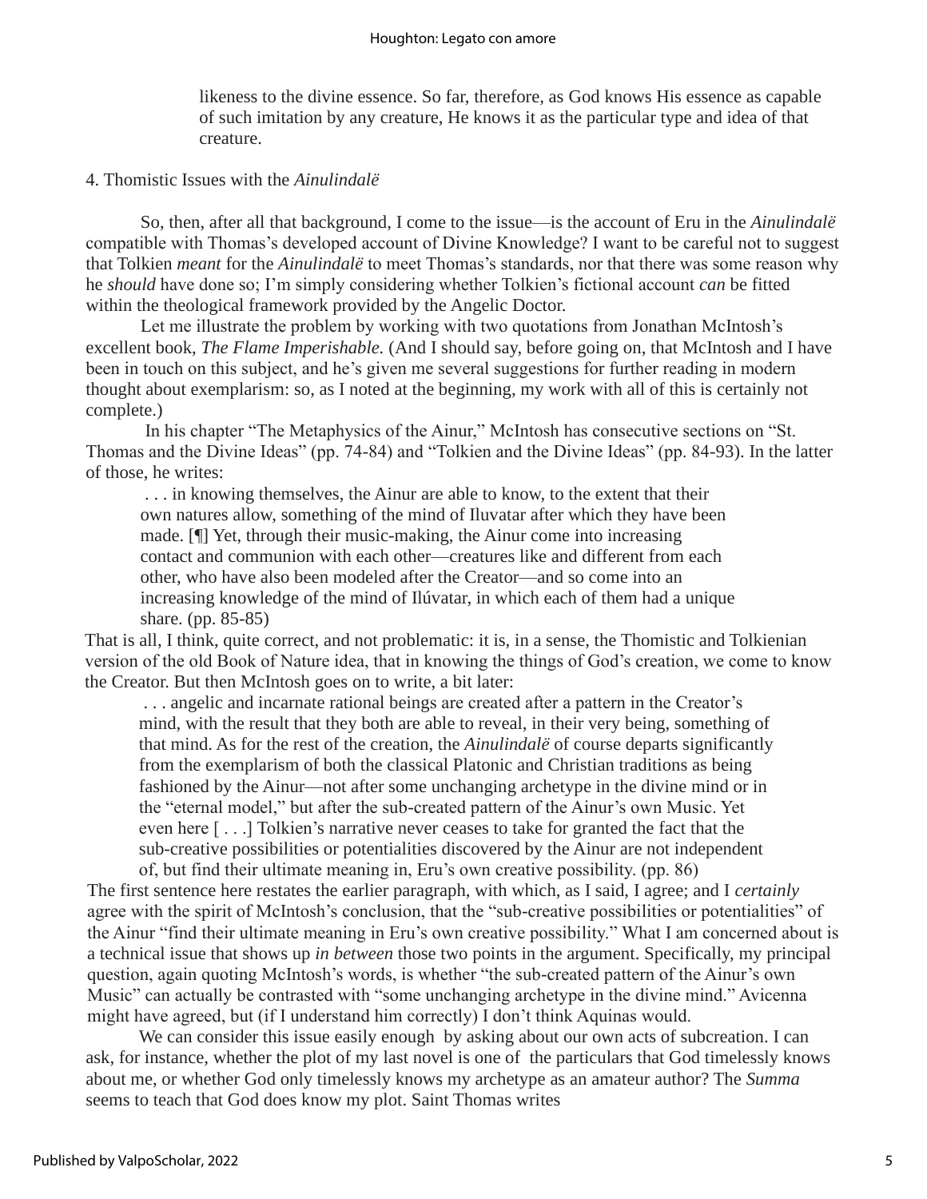> likeness to the divine essence. So far, therefore, as God knows His essence as capable of such imitation by any creature, He knows it as the particular type and idea of that creature.

## 4. Thomistic Issues with the *Ainulindalë*

So, then, after all that background, I come to the issue—is the account of Eru in the *Ainulindalë* compatible with Thomas's developed account of Divine Knowledge? I want to be careful not to suggest that Tolkien *meant* for the *Ainulindalë* to meet Thomas's standards, nor that there was some reason why he *should* have done so; I'm simply considering whether Tolkien's fictional account *can* be fitted within the theological framework provided by the Angelic Doctor.

Let me illustrate the problem by working with two quotations from Jonathan McIntosh's excellent book, *The Flame Imperishable.* (And I should say, before going on, that McIntosh and I have been in touch on this subject, and he's given me several suggestions for further reading in modern thought about exemplarism: so, as I noted at the beginning, my work with all of this is certainly not complete.)

In his chapter "The Metaphysics of the Ainur," McIntosh has consecutive sections on "St. Thomas and the Divine Ideas" (pp. 74-84) and "Tolkien and the Divine Ideas" (pp. 84-93). In the latter of those, he writes:

> . . . in knowing themselves, the Ainur are able to know, to the extent that their own natures allow, something of the mind of Iluvatar after which they have been made. [¶] Yet, through their music-making, the Ainur come into increasing contact and communion with each other—creatures like and different from each other, who have also been modeled after the Creator—and so come into an increasing knowledge of the mind of Ilúvatar, in which each of them had a unique share. (pp. 85-85)

That is all, I think, quite correct, and not problematic: it is, in a sense, the Thomistic and Tolkienian version of the old Book of Nature idea, that in knowing the things of God's creation, we come to know the Creator. But then McIntosh goes on to write, a bit later:

> . . . angelic and incarnate rational beings are created after a pattern in the Creator's mind, with the result that they both are able to reveal, in their very being, something of that mind. As for the rest of the creation, the *Ainulindalë* of course departs significantly from the exemplarism of both the classical Platonic and Christian traditions as being fashioned by the Ainur—not after some unchanging archetype in the divine mind or in the "eternal model," but after the sub-created pattern of the Ainur's own Music. Yet even here [ . . .] Tolkien's narrative never ceases to take for granted the fact that the sub-creative possibilities or potentialities discovered by the Ainur are not independent of, but find their ultimate meaning in, Eru's own creative possibility. (pp. 86)

The first sentence here restates the earlier paragraph, with which, as I said, I agree; and I *certainly* agree with the spirit of McIntosh's conclusion, that the "sub-creative possibilities or potentialities" of the Ainur "find their ultimate meaning in Eru's own creative possibility." What I am concerned about is a technical issue that shows up *in between* those two points in the argument. Specifically, my principal question, again quoting McIntosh's words, is whether "the sub-created pattern of the Ainur's own Music" can actually be contrasted with "some unchanging archetype in the divine mind." Avicenna might have agreed, but (if I understand him correctly) I don't think Aquinas would.

We can consider this issue easily enough by asking about our own acts of subcreation. I can ask, for instance, whether the plot of my last novel is one of the particulars that God timelessly knows about me, or whether God only timelessly knows my archetype as an amateur author? The *Summa* seems to teach that God does know my plot. Saint Thomas writes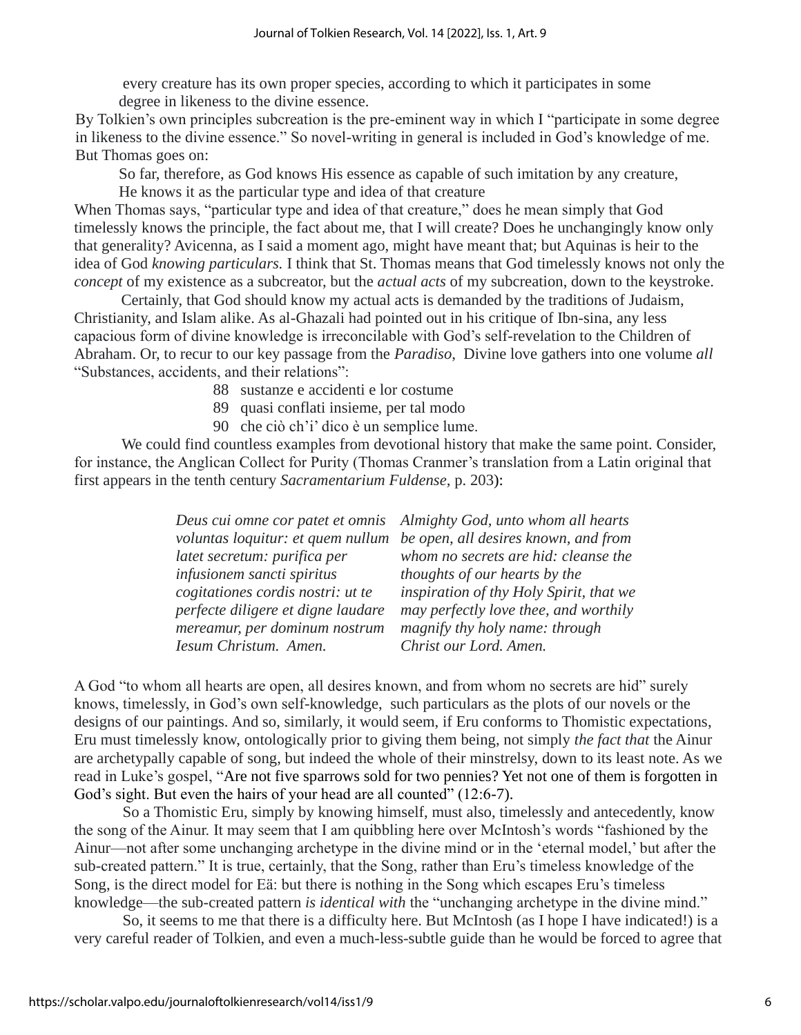> every creature has its own proper species, according to which it participates in some degree in likeness to the divine essence.

By Tolkien's own principles subcreation is the pre-eminent way in which I "participate in some degree in likeness to the divine essence." So novel-writing in general is included in God's knowledge of me. But Thomas goes on:

> So far, therefore, as God knows His essence as capable of such imitation by any creature, He knows it as the particular type and idea of that creature

When Thomas says, "particular type and idea of that creature," does he mean simply that God timelessly knows the principle, the fact about me, that I will create? Does he unchangingly know only that generality? Avicenna, as I said a moment ago, might have meant that; but Aquinas is heir to the idea of God *knowing particulars.* I think that St. Thomas means that God timelessly knows not only the *concept* of my existence as a subcreator, but the *actual acts* of my subcreation, down to the keystroke.

Certainly, that God should know my actual acts is demanded by the traditions of Judaism, Christianity, and Islam alike. As al-Ghazali had pointed out in his critique of Ibn-sina, any less capacious form of divine knowledge is irreconcilable with God's self-revelation to the Children of Abraham. Or, to recur to our key passage from the *Paradiso*, Divine love gathers into one volume *all* "Substances, accidents, and their relations":

> 88 sustanze e accidenti e lor costume
> 89 quasi conflati insieme, per tal modo
> 90 che ciò ch'i' dico è un semplice lume.

We could find countless examples from devotional history that make the same point. Consider, for instance, the Anglican Collect for Purity (Thomas Cranmer's translation from a Latin original that first appears in the tenth century *Sacramentarium Fuldense,* p. 203):

| | |
|---|---|
| *Deus cui omne cor patet et omnis voluntas loquitur: et quem nullum latet secretum: purifica per infusionem sancti spiritus cogitationes cordis nostri: ut te perfecte diligere et digne laudare mereamur, per dominum nostrum Iesum Christum. Amen.* | *Almighty God, unto whom all hearts be open, all desires known, and from whom no secrets are hid: cleanse the thoughts of our hearts by the inspiration of thy Holy Spirit, that we may perfectly love thee, and worthily magnify thy holy name: through Christ our Lord. Amen.* |

A God "to whom all hearts are open, all desires known, and from whom no secrets are hid" surely knows, timelessly, in God's own self-knowledge, such particulars as the plots of our novels or the designs of our paintings. And so, similarly, it would seem, if Eru conforms to Thomistic expectations, Eru must timelessly know, ontologically prior to giving them being, not simply *the fact that* the Ainur are archetypally capable of song, but indeed the whole of their minstrelsy, down to its least note. As we read in Luke's gospel, "Are not five sparrows sold for two pennies? Yet not one of them is forgotten in God's sight. But even the hairs of your head are all counted" (12:6-7).

So a Thomistic Eru, simply by knowing himself, must also, timelessly and antecedently, know the song of the Ainur. It may seem that I am quibbling here over McIntosh's words "fashioned by the Ainur—not after some unchanging archetype in the divine mind or in the 'eternal model,' but after the sub-created pattern." It is true, certainly, that the Song, rather than Eru's timeless knowledge of the Song, is the direct model for Eä: but there is nothing in the Song which escapes Eru's timeless knowledge—the sub-created pattern *is identical with* the "unchanging archetype in the divine mind."

So, it seems to me that there is a difficulty here. But McIntosh (as I hope I have indicated!) is a very careful reader of Tolkien, and even a much-less-subtle guide than he would be forced to agree that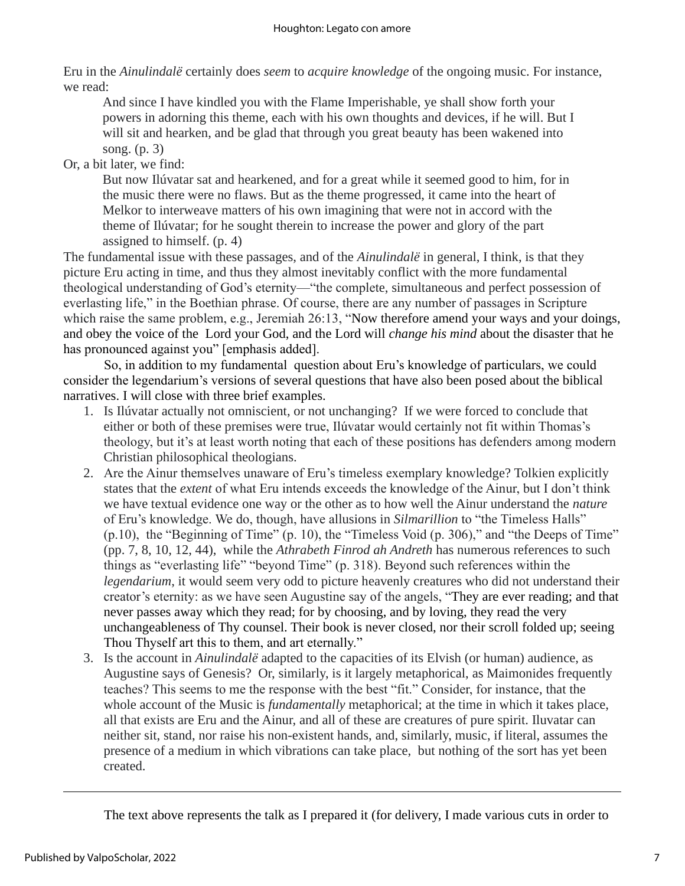Eru in the *Ainulindalë* certainly does *seem* to *acquire knowledge* of the ongoing music. For instance, we read:

> And since I have kindled you with the Flame Imperishable, ye shall show forth your powers in adorning this theme, each with his own thoughts and devices, if he will. But I will sit and hearken, and be glad that through you great beauty has been wakened into song. (p. 3)

Or, a bit later, we find:

> But now Ilúvatar sat and hearkened, and for a great while it seemed good to him, for in the music there were no flaws. But as the theme progressed, it came into the heart of Melkor to interweave matters of his own imagining that were not in accord with the theme of Ilúvatar; for he sought therein to increase the power and glory of the part assigned to himself. (p. 4)

The fundamental issue with these passages, and of the *Ainulindalë* in general, I think, is that they picture Eru acting in time, and thus they almost inevitably conflict with the more fundamental theological understanding of God's eternity—"the complete, simultaneous and perfect possession of everlasting life," in the Boethian phrase. Of course, there are any number of passages in Scripture which raise the same problem, e.g., Jeremiah 26:13, "Now therefore amend your ways and your doings, and obey the voice of the Lord your God, and the Lord will *change his mind* about the disaster that he has pronounced against you" [emphasis added].

So, in addition to my fundamental question about Eru's knowledge of particulars, we could consider the legendarium's versions of several questions that have also been posed about the biblical narratives. I will close with three brief examples.

1. Is Ilúvatar actually not omniscient, or not unchanging? If we were forced to conclude that either or both of these premises were true, Ilúvatar would certainly not fit within Thomas's theology, but it's at least worth noting that each of these positions has defenders among modern Christian philosophical theologians.
2. Are the Ainur themselves unaware of Eru's timeless exemplary knowledge? Tolkien explicitly states that the *extent* of what Eru intends exceeds the knowledge of the Ainur, but I don't think we have textual evidence one way or the other as to how well the Ainur understand the *nature* of Eru's knowledge. We do, though, have allusions in *Silmarillion* to "the Timeless Halls" (p.10), the "Beginning of Time" (p. 10), the "Timeless Void (p. 306)," and "the Deeps of Time" (pp. 7, 8, 10, 12, 44), while the *Athrabeth Finrod ah Andreth* has numerous references to such things as "everlasting life" "beyond Time" (p. 318). Beyond such references within the *legendarium*, it would seem very odd to picture heavenly creatures who did not understand their creator's eternity: as we have seen Augustine say of the angels, "They are ever reading; and that never passes away which they read; for by choosing, and by loving, they read the very unchangeableness of Thy counsel. Their book is never closed, nor their scroll folded up; seeing Thou Thyself art this to them, and art eternally."
3. Is the account in *Ainulindalë* adapted to the capacities of its Elvish (or human) audience, as Augustine says of Genesis? Or, similarly, is it largely metaphorical, as Maimonides frequently teaches? This seems to me the response with the best "fit." Consider, for instance, that the whole account of the Music is *fundamentally* metaphorical; at the time in which it takes place, all that exists are Eru and the Ainur, and all of these are creatures of pure spirit. Iluvatar can neither sit, stand, nor raise his non-existent hands, and, similarly, music, if literal, assumes the presence of a medium in which vibrations can take place, but nothing of the sort has yet been created.

---

The text above represents the talk as I prepared it (for delivery, I made various cuts in order to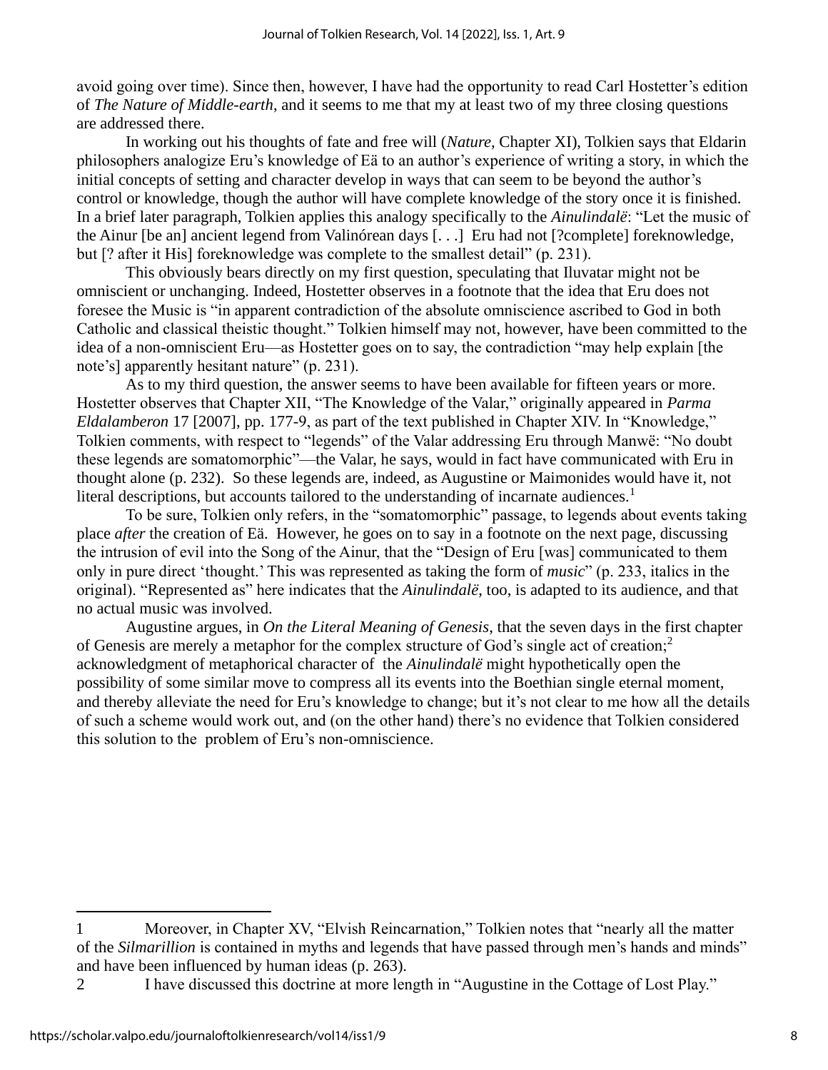avoid going over time). Since then, however, I have had the opportunity to read Carl Hostetter's edition of *The Nature of Middle-earth*, and it seems to me that my at least two of my three closing questions are addressed there.

In working out his thoughts of fate and free will (*Nature*, Chapter XI), Tolkien says that Eldarin philosophers analogize Eru's knowledge of Eä to an author's experience of writing a story, in which the initial concepts of setting and character develop in ways that can seem to be beyond the author's control or knowledge, though the author will have complete knowledge of the story once it is finished. In a brief later paragraph, Tolkien applies this analogy specifically to the *Ainulindalë*: "Let the music of the Ainur [be an] ancient legend from Valinórean days [. . .] Eru had not [?complete] foreknowledge, but [? after it His] foreknowledge was complete to the smallest detail" (p. 231).

This obviously bears directly on my first question, speculating that Iluvatar might not be omniscient or unchanging. Indeed, Hostetter observes in a footnote that the idea that Eru does not foresee the Music is "in apparent contradiction of the absolute omniscience ascribed to God in both Catholic and classical theistic thought." Tolkien himself may not, however, have been committed to the idea of a non-omniscient Eru—as Hostetter goes on to say, the contradiction "may help explain [the note's] apparently hesitant nature" (p. 231).

As to my third question, the answer seems to have been available for fifteen years or more. Hostetter observes that Chapter XII, "The Knowledge of the Valar," originally appeared in *Parma Eldalamberon* 17 [2007], pp. 177-9, as part of the text published in Chapter XIV. In "Knowledge," Tolkien comments, with respect to "legends" of the Valar addressing Eru through Manwë: "No doubt these legends are somatomorphic"—the Valar, he says, would in fact have communicated with Eru in thought alone (p. 232). So these legends are, indeed, as Augustine or Maimonides would have it, not literal descriptions, but accounts tailored to the understanding of incarnate audiences.[1]

To be sure, Tolkien only refers, in the "somatomorphic" passage, to legends about events taking place *after* the creation of Eä. However, he goes on to say in a footnote on the next page, discussing the intrusion of evil into the Song of the Ainur, that the "Design of Eru [was] communicated to them only in pure direct 'thought.' This was represented as taking the form of *music*" (p. 233, italics in the original). "Represented as" here indicates that the *Ainulindalë*, too, is adapted to its audience, and that no actual music was involved.

Augustine argues, in *On the Literal Meaning of Genesis*, that the seven days in the first chapter of Genesis are merely a metaphor for the complex structure of God's single act of creation;[2] acknowledgment of metaphorical character of the *Ainulindalë* might hypothetically open the possibility of some similar move to compress all its events into the Boethian single eternal moment, and thereby alleviate the need for Eru's knowledge to change; but it's not clear to me how all the details of such a scheme would work out, and (on the other hand) there's no evidence that Tolkien considered this solution to the problem of Eru's non-omniscience.

---

1 Moreover, in Chapter XV, "Elvish Reincarnation," Tolkien notes that "nearly all the matter of the *Silmarillion* is contained in myths and legends that have passed through men's hands and minds" and have been influenced by human ideas (p. 263).

2 I have discussed this doctrine at more length in "Augustine in the Cottage of Lost Play."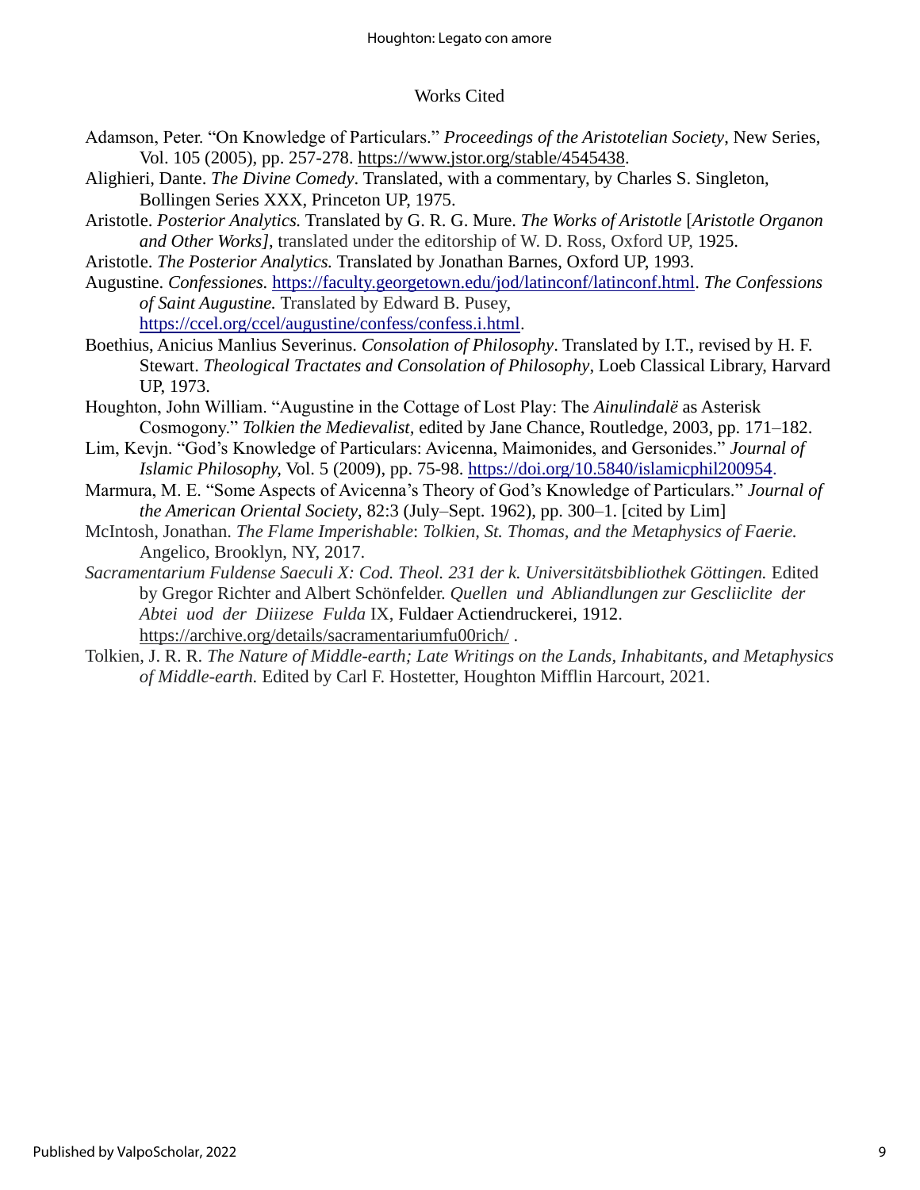# Works Cited

Adamson, Peter. "On Knowledge of Particulars." *Proceedings of the Aristotelian Society*, New Series, Vol. 105 (2005), pp. 257-278. https://www.jstor.org/stable/4545438.

Alighieri, Dante. *The Divine Comedy*. Translated, with a commentary, by Charles S. Singleton, Bollingen Series XXX, Princeton UP, 1975.

Aristotle. *Posterior Analytics.* Translated by G. R. G. Mure. *The Works of Aristotle* [*Aristotle Organon and Other Works]*, translated under the editorship of W. D. Ross, Oxford UP, 1925.

Aristotle. *The Posterior Analytics.* Translated by Jonathan Barnes, Oxford UP, 1993.

Augustine. *Confessiones.* https://faculty.georgetown.edu/jod/latinconf/latinconf.html. *The Confessions of Saint Augustine.* Translated by Edward B. Pusey, https://ccel.org/ccel/augustine/confess/confess.i.html.

Boethius, Anicius Manlius Severinus. *Consolation of Philosophy*. Translated by I.T., revised by H. F. Stewart. *Theological Tractates and Consolation of Philosophy*, Loeb Classical Library, Harvard UP, 1973.

Houghton, John William. "Augustine in the Cottage of Lost Play: The *Ainulindalë* as Asterisk Cosmogony." *Tolkien the Medievalist,* edited by Jane Chance, Routledge, 2003, pp. 171–182.

Lim, Kevjn. "God's Knowledge of Particulars: Avicenna, Maimonides, and Gersonides." *Journal of Islamic Philosophy,* Vol. 5 (2009), pp. 75-98. https://doi.org/10.5840/islamicphil200954.

Marmura, M. E. "Some Aspects of Avicenna's Theory of God's Knowledge of Particulars." *Journal of the American Oriental Society*, 82:3 (July–Sept. 1962), pp. 300–1. [cited by Lim]

McIntosh, Jonathan. *The Flame Imperishable*: *Tolkien, St. Thomas, and the Metaphysics of Faerie.* Angelico, Brooklyn, NY, 2017.

*Sacramentarium Fuldense Saeculi X: Cod. Theol. 231 der k. Universitätsbibliothek Göttingen.* Edited by Gregor Richter and Albert Schönfelder. *Quellen und Abliandlungen zur Gescliiclite der Abtei uod der Diiizese Fulda* IX, Fuldaer Actiendruckerei, 1912. https://archive.org/details/sacramentariumfu00rich/ .

Tolkien, J. R. R. *The Nature of Middle-earth; Late Writings on the Lands, Inhabitants, and Metaphysics of Middle-earth.* Edited by Carl F. Hostetter, Houghton Mifflin Harcourt, 2021.